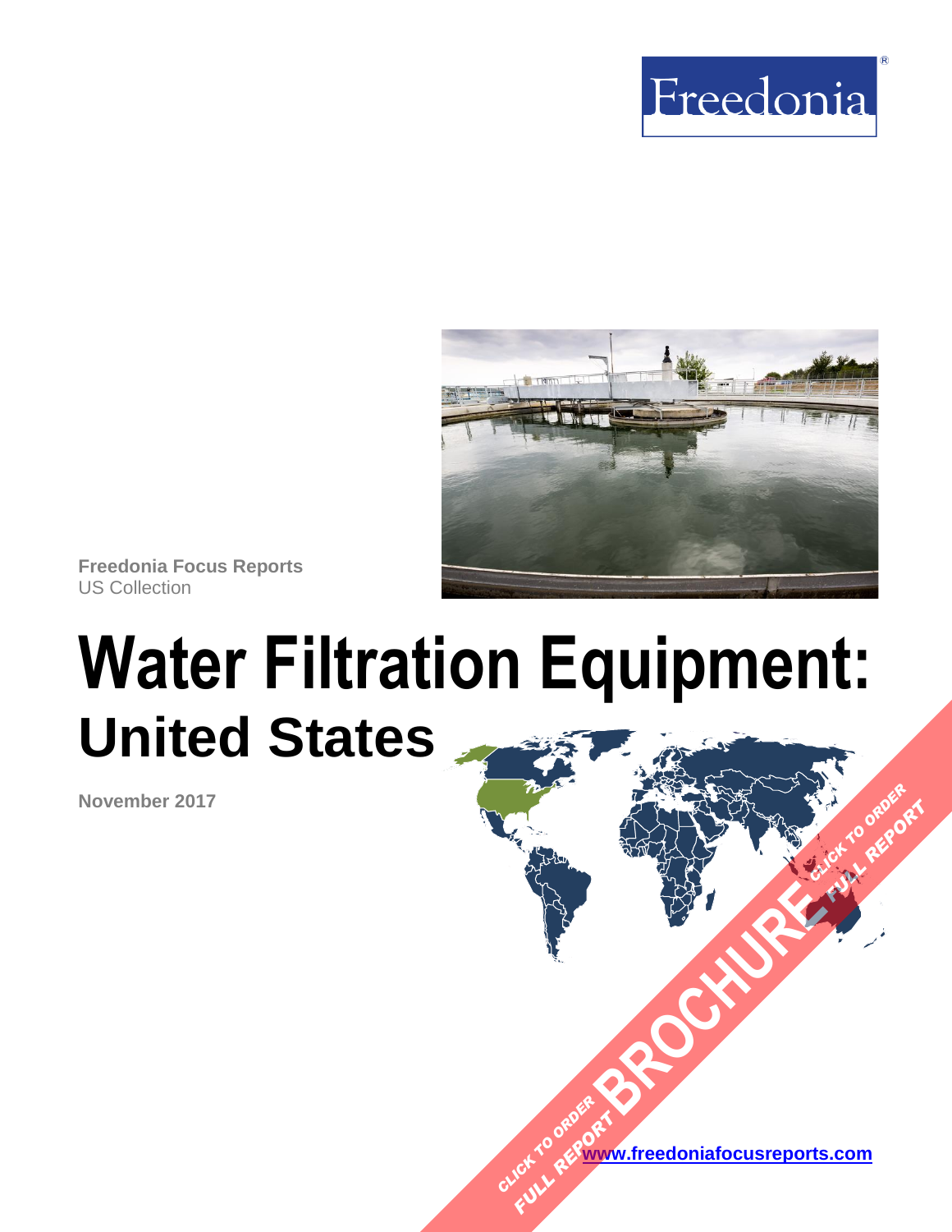Freedonia

Freedonia Focus Reports
US Collection

# Water Filtration Equipment:
## United States

November 2017

[www.freedoniafocusreports.com](http://www.freedoniafocusreports.com)

CLICK TO ORDER FULL REPORT

BROCHURE

CLICK TO ORDER FULL REPORT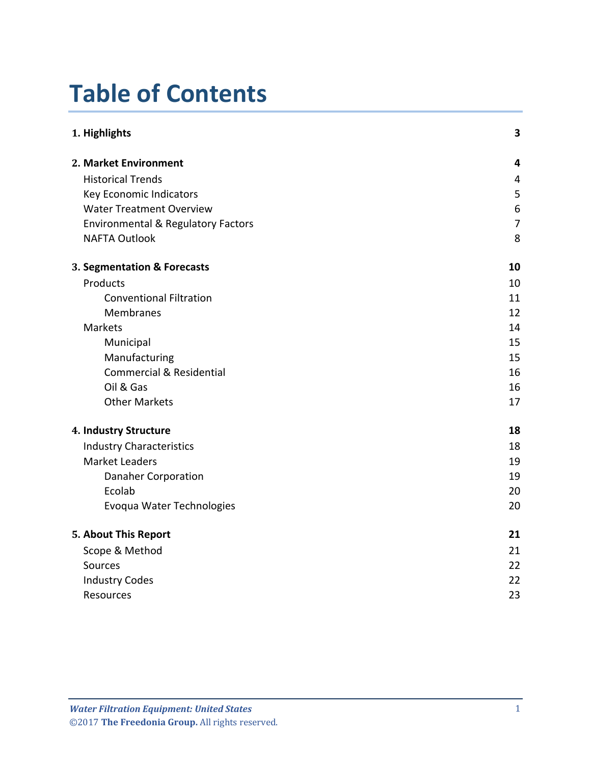# Table of Contents

| | |
|---|---|
| **1. Highlights** | **3** |
| **2. Market Environment** | **4** |
| Historical Trends | 4 |
| Key Economic Indicators | 5 |
| Water Treatment Overview | 6 |
| Environmental & Regulatory Factors | 7 |
| NAFTA Outlook | 8 |
| **3. Segmentation & Forecasts** | **10** |
| Products | 10 |
| Conventional Filtration | 11 |
| Membranes | 12 |
| Markets | 14 |
| Municipal | 15 |
| Manufacturing | 15 |
| Commercial & Residential | 16 |
| Oil & Gas | 16 |
| Other Markets | 17 |
| **4. Industry Structure** | **18** |
| Industry Characteristics | 18 |
| Market Leaders | 19 |
| Danaher Corporation | 19 |
| Ecolab | 20 |
| Evoqua Water Technologies | 20 |
| **5. About This Report** | **21** |
| Scope & Method | 21 |
| Sources | 22 |
| Industry Codes | 22 |
| Resources | 23 |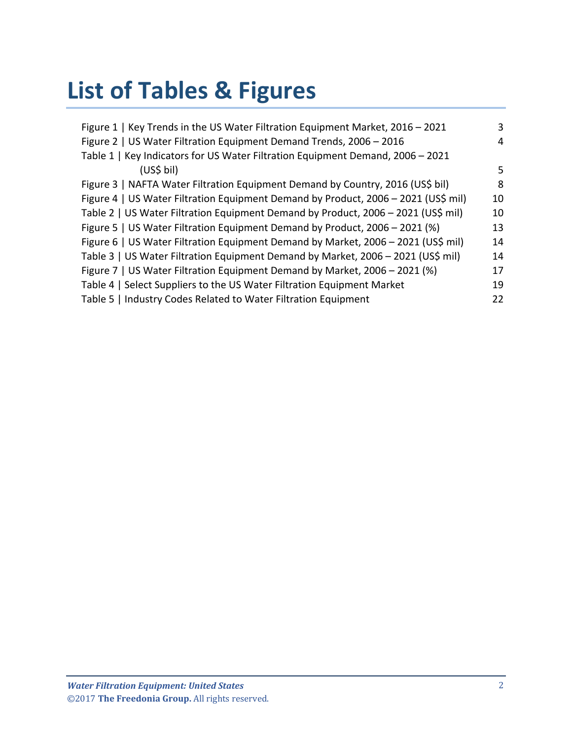# List of Tables & Figures

| | |
|---|---|
| Figure 1 \| Key Trends in the US Water Filtration Equipment Market, 2016 – 2021 | 3 |
| Figure 2 \| US Water Filtration Equipment Demand Trends, 2006 – 2016 | 4 |
| Table 1 \| Key Indicators for US Water Filtration Equipment Demand, 2006 – 2021 (US$ bil) | 5 |
| Figure 3 \| NAFTA Water Filtration Equipment Demand by Country, 2016 (US$ bil) | 8 |
| Figure 4 \| US Water Filtration Equipment Demand by Product, 2006 – 2021 (US$ mil) | 10 |
| Table 2 \| US Water Filtration Equipment Demand by Product, 2006 – 2021 (US$ mil) | 10 |
| Figure 5 \| US Water Filtration Equipment Demand by Product, 2006 – 2021 (%) | 13 |
| Figure 6 \| US Water Filtration Equipment Demand by Market, 2006 – 2021 (US$ mil) | 14 |
| Table 3 \| US Water Filtration Equipment Demand by Market, 2006 – 2021 (US$ mil) | 14 |
| Figure 7 \| US Water Filtration Equipment Demand by Market, 2006 – 2021 (%) | 17 |
| Table 4 \| Select Suppliers to the US Water Filtration Equipment Market | 19 |
| Table 5 \| Industry Codes Related to Water Filtration Equipment | 22 |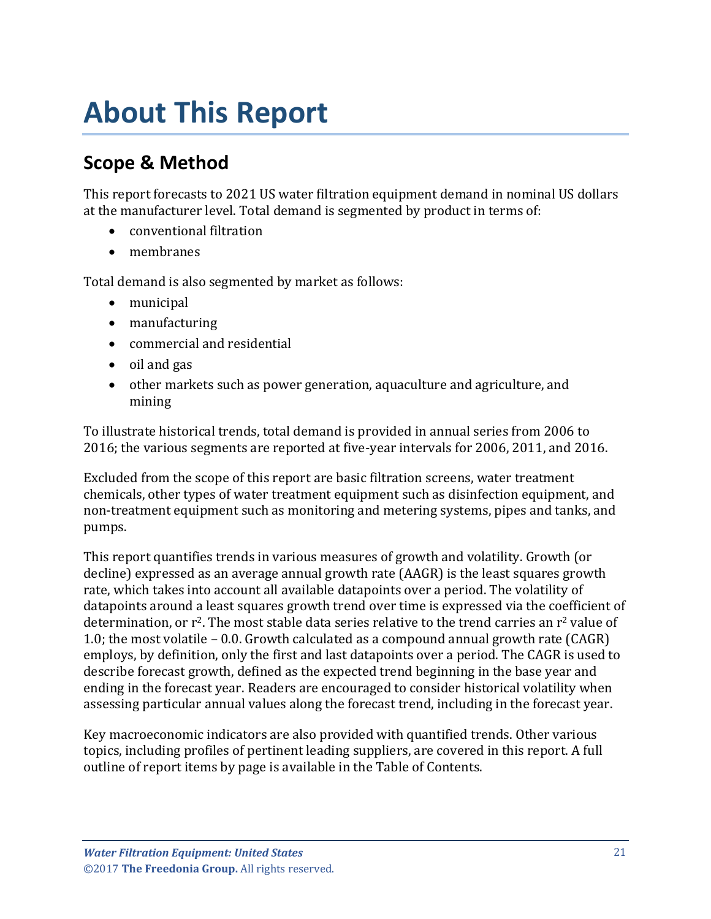# About This Report

## Scope & Method

This report forecasts to 2021 US water filtration equipment demand in nominal US dollars at the manufacturer level. Total demand is segmented by product in terms of:

- conventional filtration
- membranes

Total demand is also segmented by market as follows:

- municipal
- manufacturing
- commercial and residential
- oil and gas
- other markets such as power generation, aquaculture and agriculture, and mining

To illustrate historical trends, total demand is provided in annual series from 2006 to 2016; the various segments are reported at five-year intervals for 2006, 2011, and 2016.

Excluded from the scope of this report are basic filtration screens, water treatment chemicals, other types of water treatment equipment such as disinfection equipment, and non-treatment equipment such as monitoring and metering systems, pipes and tanks, and pumps.

This report quantifies trends in various measures of growth and volatility. Growth (or decline) expressed as an average annual growth rate (AAGR) is the least squares growth rate, which takes into account all available datapoints over a period. The volatility of datapoints around a least squares growth trend over time is expressed via the coefficient of determination, or $r^2$. The most stable data series relative to the trend carries an $r^2$ value of 1.0; the most volatile – 0.0. Growth calculated as a compound annual growth rate (CAGR) employs, by definition, only the first and last datapoints over a period. The CAGR is used to describe forecast growth, defined as the expected trend beginning in the base year and ending in the forecast year. Readers are encouraged to consider historical volatility when assessing particular annual values along the forecast trend, including in the forecast year.

Key macroeconomic indicators are also provided with quantified trends. Other various topics, including profiles of pertinent leading suppliers, are covered in this report. A full outline of report items by page is available in the Table of Contents.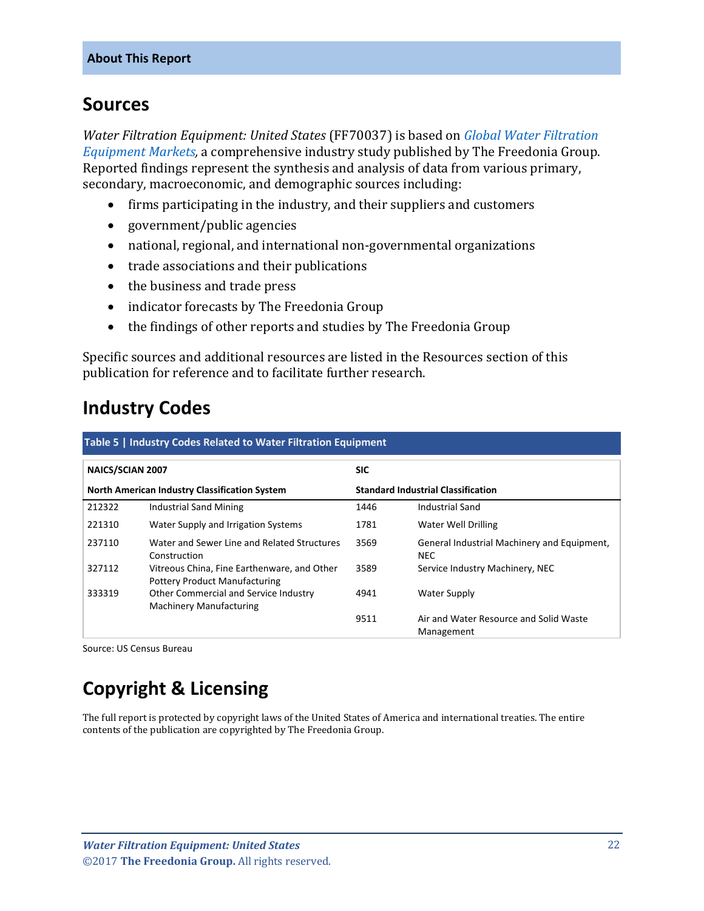## About This Report

# Sources

*Water Filtration Equipment: United States* (FF70037) is based on *Global Water Filtration Equipment Markets*, a comprehensive industry study published by The Freedonia Group. Reported findings represent the synthesis and analysis of data from various primary, secondary, macroeconomic, and demographic sources including:

- firms participating in the industry, and their suppliers and customers
- government/public agencies
- national, regional, and international non-governmental organizations
- trade associations and their publications
- the business and trade press
- indicator forecasts by The Freedonia Group
- the findings of other reports and studies by The Freedonia Group

Specific sources and additional resources are listed in the Resources section of this publication for reference and to facilitate further research.

# Industry Codes

**Table 5 | Industry Codes Related to Water Filtration Equipment**

| NAICS/SCIAN 2007 | | SIC | |
|---|---|---|---|
| **North American Industry Classification System** | | **Standard Industrial Classification** | |
| 212322 | Industrial Sand Mining | 1446 | Industrial Sand |
| 221310 | Water Supply and Irrigation Systems | 1781 | Water Well Drilling |
| 237110 | Water and Sewer Line and Related Structures Construction | 3569 | General Industrial Machinery and Equipment, NEC |
| 327112 | Vitreous China, Fine Earthenware, and Other Pottery Product Manufacturing | 3589 | Service Industry Machinery, NEC |
| 333319 | Other Commercial and Service Industry Machinery Manufacturing | 4941 | Water Supply |
| | | 9511 | Air and Water Resource and Solid Waste Management |

Source: US Census Bureau

# Copyright & Licensing

The full report is protected by copyright laws of the United States of America and international treaties. The entire contents of the publication are copyrighted by The Freedonia Group.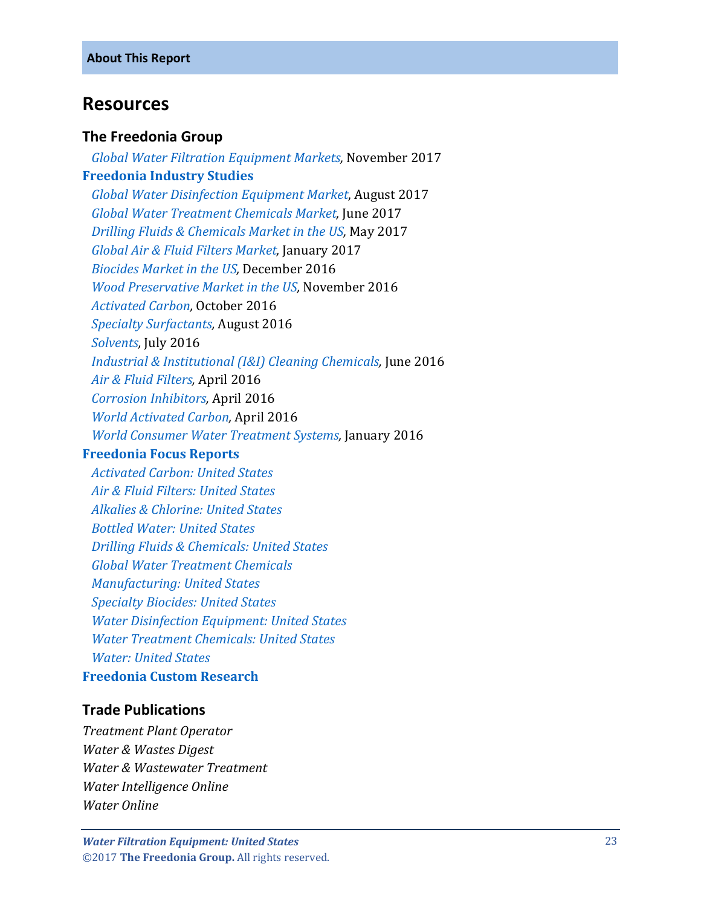## Resources

### The Freedonia Group

*Global Water Filtration Equipment Markets*, November 2017

**Freedonia Industry Studies**

*Global Water Disinfection Equipment Market*, August 2017
*Global Water Treatment Chemicals Market*, June 2017
*Drilling Fluids & Chemicals Market in the US*, May 2017
*Global Air & Fluid Filters Market*, January 2017
*Biocides Market in the US*, December 2016
*Wood Preservative Market in the US*, November 2016
*Activated Carbon*, October 2016
*Specialty Surfactants*, August 2016
*Solvents*, July 2016
*Industrial & Institutional (I&I) Cleaning Chemicals*, June 2016
*Air & Fluid Filters*, April 2016
*Corrosion Inhibitors*, April 2016
*World Activated Carbon*, April 2016
*World Consumer Water Treatment Systems*, January 2016

**Freedonia Focus Reports**

*Activated Carbon: United States*
*Air & Fluid Filters: United States*
*Alkalies & Chlorine: United States*
*Bottled Water: United States*
*Drilling Fluids & Chemicals: United States*
*Global Water Treatment Chemicals*
*Manufacturing: United States*
*Specialty Biocides: United States*
*Water Disinfection Equipment: United States*
*Water Treatment Chemicals: United States*
*Water: United States*

**Freedonia Custom Research**

### Trade Publications

*Treatment Plant Operator*
*Water & Wastes Digest*
*Water & Wastewater Treatment*
*Water Intelligence Online*
*Water Online*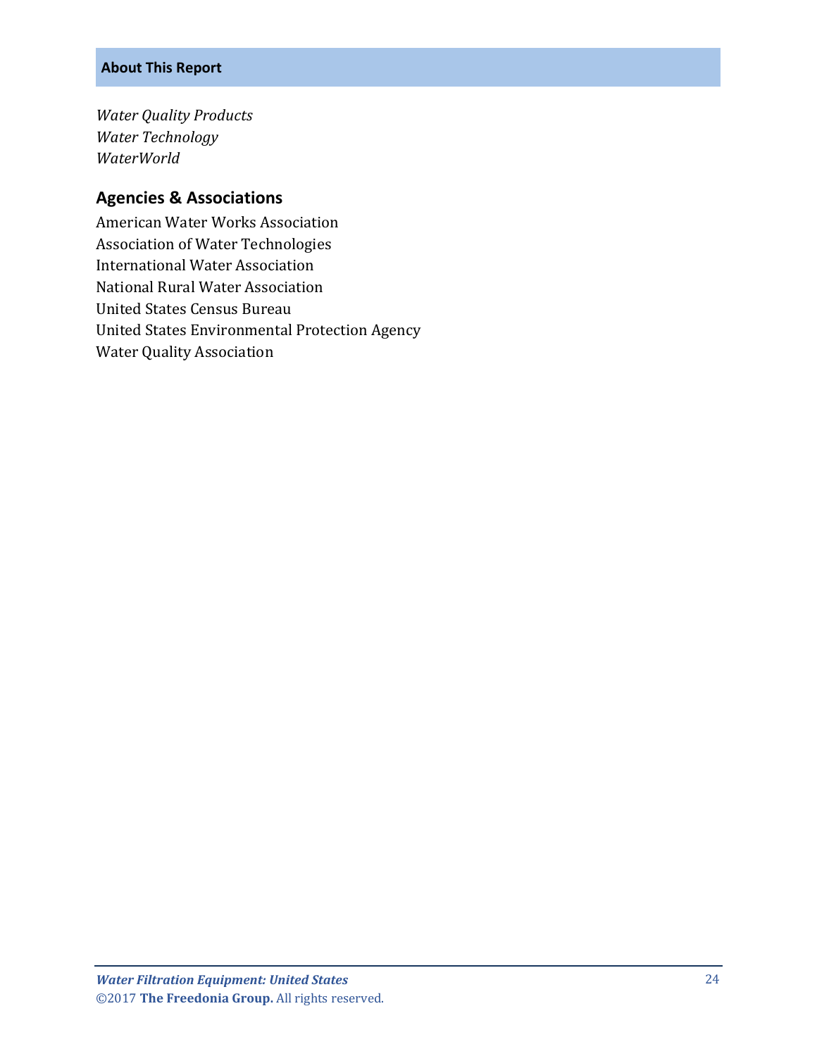*Water Quality Products*
*Water Technology*
*WaterWorld*

## Agencies & Associations

American Water Works Association
Association of Water Technologies
International Water Association
National Rural Water Association
United States Census Bureau
United States Environmental Protection Agency
Water Quality Association